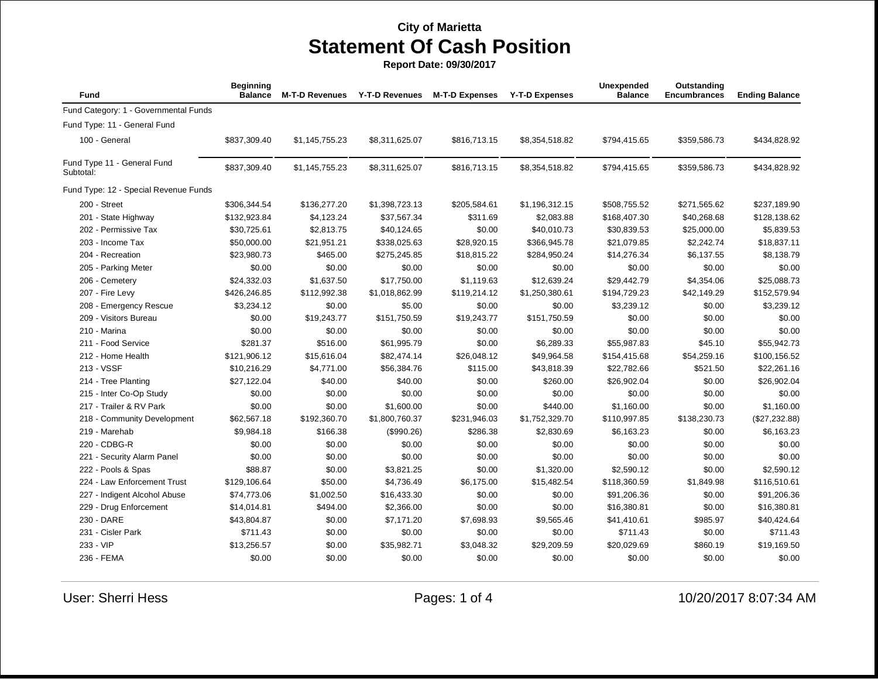# City of Marietta

## Statement Of Cash Position

**Report Date: 09/30/2017**

| Fund | Beginning Balance | M-T-D Revenues | Y-T-D Revenues | M-T-D Expenses | Y-T-D Expenses | Unexpended Balance | Outstanding Encumbrances | Ending Balance |
|---|---|---|---|---|---|---|---|---|
| Fund Category: 1 - Governmental Funds | | | | | | | | |
| Fund Type: 11 - General Fund | | | | | | | | |
| 100 - General | $837,309.40 | $1,145,755.23 | $8,311,625.07 | $816,713.15 | $8,354,518.82 | $794,415.65 | $359,586.73 | $434,828.92 |
| Fund Type 11 - General Fund Subtotal: | $837,309.40 | $1,145,755.23 | $8,311,625.07 | $816,713.15 | $8,354,518.82 | $794,415.65 | $359,586.73 | $434,828.92 |
| Fund Type: 12 - Special Revenue Funds | | | | | | | | |
| 200 - Street | $306,344.54 | $136,277.20 | $1,398,723.13 | $205,584.61 | $1,196,312.15 | $508,755.52 | $271,565.62 | $237,189.90 |
| 201 - State Highway | $132,923.84 | $4,123.24 | $37,567.34 | $311.69 | $2,083.88 | $168,407.30 | $40,268.68 | $128,138.62 |
| 202 - Permissive Tax | $30,725.61 | $2,813.75 | $40,124.65 | $0.00 | $40,010.73 | $30,839.53 | $25,000.00 | $5,839.53 |
| 203 - Income Tax | $50,000.00 | $21,951.21 | $338,025.63 | $28,920.15 | $366,945.78 | $21,079.85 | $2,242.74 | $18,837.11 |
| 204 - Recreation | $23,980.73 | $465.00 | $275,245.85 | $18,815.22 | $284,950.24 | $14,276.34 | $6,137.55 | $8,138.79 |
| 205 - Parking Meter | $0.00 | $0.00 | $0.00 | $0.00 | $0.00 | $0.00 | $0.00 | $0.00 |
| 206 - Cemetery | $24,332.03 | $1,637.50 | $17,750.00 | $1,119.63 | $12,639.24 | $29,442.79 | $4,354.06 | $25,088.73 |
| 207 - Fire Levy | $426,246.85 | $112,992.38 | $1,018,862.99 | $119,214.12 | $1,250,380.61 | $194,729.23 | $42,149.29 | $152,579.94 |
| 208 - Emergency Rescue | $3,234.12 | $0.00 | $5.00 | $0.00 | $0.00 | $3,239.12 | $0.00 | $3,239.12 |
| 209 - Visitors Bureau | $0.00 | $19,243.77 | $151,750.59 | $19,243.77 | $151,750.59 | $0.00 | $0.00 | $0.00 |
| 210 - Marina | $0.00 | $0.00 | $0.00 | $0.00 | $0.00 | $0.00 | $0.00 | $0.00 |
| 211 - Food Service | $281.37 | $516.00 | $61,995.79 | $0.00 | $6,289.33 | $55,987.83 | $45.10 | $55,942.73 |
| 212 - Home Health | $121,906.12 | $15,616.04 | $82,474.14 | $26,048.12 | $49,964.58 | $154,415.68 | $54,259.16 | $100,156.52 |
| 213 - VSSF | $10,216.29 | $4,771.00 | $56,384.76 | $115.00 | $43,818.39 | $22,782.66 | $521.50 | $22,261.16 |
| 214 - Tree Planting | $27,122.04 | $40.00 | $40.00 | $0.00 | $260.00 | $26,902.04 | $0.00 | $26,902.04 |
| 215 - Inter Co-Op Study | $0.00 | $0.00 | $0.00 | $0.00 | $0.00 | $0.00 | $0.00 | $0.00 |
| 217 - Trailer & RV Park | $0.00 | $0.00 | $1,600.00 | $0.00 | $440.00 | $1,160.00 | $0.00 | $1,160.00 |
| 218 - Community Development | $62,567.18 | $192,360.70 | $1,800,760.37 | $231,946.03 | $1,752,329.70 | $110,997.85 | $138,230.73 | ($27,232.88) |
| 219 - Marehab | $9,984.18 | $166.38 | ($990.26) | $286.38 | $2,830.69 | $6,163.23 | $0.00 | $6,163.23 |
| 220 - CDBG-R | $0.00 | $0.00 | $0.00 | $0.00 | $0.00 | $0.00 | $0.00 | $0.00 |
| 221 - Security Alarm Panel | $0.00 | $0.00 | $0.00 | $0.00 | $0.00 | $0.00 | $0.00 | $0.00 |
| 222 - Pools & Spas | $88.87 | $0.00 | $3,821.25 | $0.00 | $1,320.00 | $2,590.12 | $0.00 | $2,590.12 |
| 224 - Law Enforcement Trust | $129,106.64 | $50.00 | $4,736.49 | $6,175.00 | $15,482.54 | $118,360.59 | $1,849.98 | $116,510.61 |
| 227 - Indigent Alcohol Abuse | $74,773.06 | $1,002.50 | $16,433.30 | $0.00 | $0.00 | $91,206.36 | $0.00 | $91,206.36 |
| 229 - Drug Enforcement | $14,014.81 | $494.00 | $2,366.00 | $0.00 | $0.00 | $16,380.81 | $0.00 | $16,380.81 |
| 230 - DARE | $43,804.87 | $0.00 | $7,171.20 | $7,698.93 | $9,565.46 | $41,410.61 | $985.97 | $40,424.64 |
| 231 - Cisler Park | $711.43 | $0.00 | $0.00 | $0.00 | $0.00 | $711.43 | $0.00 | $711.43 |
| 233 - VIP | $13,256.57 | $0.00 | $35,982.71 | $3,048.32 | $29,209.59 | $20,029.69 | $860.19 | $19,169.50 |
| 236 - FEMA | $0.00 | $0.00 | $0.00 | $0.00 | $0.00 | $0.00 | $0.00 | $0.00 |

User: Sherri Hess

10/20/2017 8:07:34 AM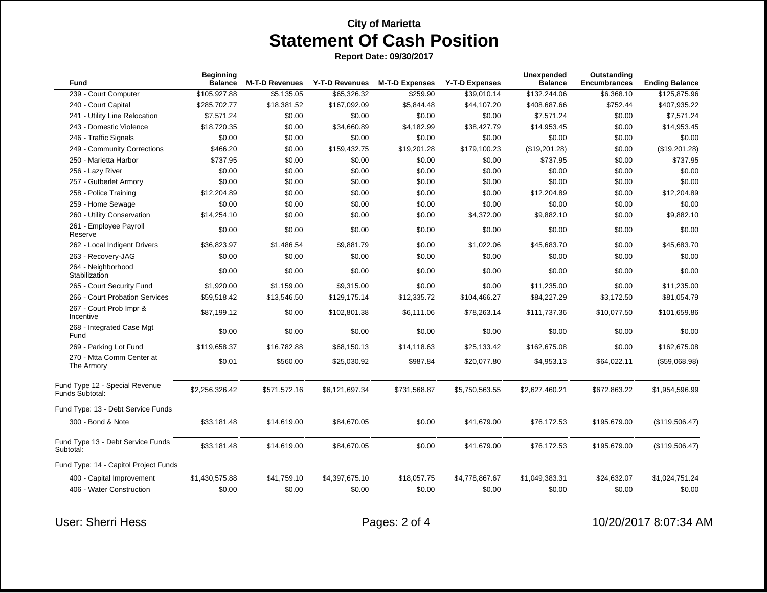**City of Marietta**

# Statement Of Cash Position

**Report Date: 09/30/2017**

| Fund | Beginning Balance | M-T-D Revenues | Y-T-D Revenues | M-T-D Expenses | Y-T-D Expenses | Unexpended Balance | Outstanding Encumbrances | Ending Balance |
|---|---|---|---|---|---|---|---|---|
| 239 - Court Computer | $105,927.88 | $5,135.05 | $65,326.32 | $259.90 | $39,010.14 | $132,244.06 | $6,368.10 | $125,875.96 |
| 240 - Court Capital | $285,702.77 | $18,381.52 | $167,092.09 | $5,844.48 | $44,107.20 | $408,687.66 | $752.44 | $407,935.22 |
| 241 - Utility Line Relocation | $7,571.24 | $0.00 | $0.00 | $0.00 | $0.00 | $7,571.24 | $0.00 | $7,571.24 |
| 243 - Domestic Violence | $18,720.35 | $0.00 | $34,660.89 | $4,182.99 | $38,427.79 | $14,953.45 | $0.00 | $14,953.45 |
| 246 - Traffic Signals | $0.00 | $0.00 | $0.00 | $0.00 | $0.00 | $0.00 | $0.00 | $0.00 |
| 249 - Community Corrections | $466.20 | $0.00 | $159,432.75 | $19,201.28 | $179,100.23 | ($19,201.28) | $0.00 | ($19,201.28) |
| 250 - Marietta Harbor | $737.95 | $0.00 | $0.00 | $0.00 | $0.00 | $737.95 | $0.00 | $737.95 |
| 256 - Lazy River | $0.00 | $0.00 | $0.00 | $0.00 | $0.00 | $0.00 | $0.00 | $0.00 |
| 257 - Gutberlet Armory | $0.00 | $0.00 | $0.00 | $0.00 | $0.00 | $0.00 | $0.00 | $0.00 |
| 258 - Police Training | $12,204.89 | $0.00 | $0.00 | $0.00 | $0.00 | $12,204.89 | $0.00 | $12,204.89 |
| 259 - Home Sewage | $0.00 | $0.00 | $0.00 | $0.00 | $0.00 | $0.00 | $0.00 | $0.00 |
| 260 - Utility Conservation | $14,254.10 | $0.00 | $0.00 | $0.00 | $4,372.00 | $9,882.10 | $0.00 | $9,882.10 |
| 261 - Employee Payroll Reserve | $0.00 | $0.00 | $0.00 | $0.00 | $0.00 | $0.00 | $0.00 | $0.00 |
| 262 - Local Indigent Drivers | $36,823.97 | $1,486.54 | $9,881.79 | $0.00 | $1,022.06 | $45,683.70 | $0.00 | $45,683.70 |
| 263 - Recovery-JAG | $0.00 | $0.00 | $0.00 | $0.00 | $0.00 | $0.00 | $0.00 | $0.00 |
| 264 - Neighborhood Stabilization | $0.00 | $0.00 | $0.00 | $0.00 | $0.00 | $0.00 | $0.00 | $0.00 |
| 265 - Court Security Fund | $1,920.00 | $1,159.00 | $9,315.00 | $0.00 | $0.00 | $11,235.00 | $0.00 | $11,235.00 |
| 266 - Court Probation Services | $59,518.42 | $13,546.50 | $129,175.14 | $12,335.72 | $104,466.27 | $84,227.29 | $3,172.50 | $81,054.79 |
| 267 - Court Prob Impr & Incentive | $87,199.12 | $0.00 | $102,801.38 | $6,111.06 | $78,263.14 | $111,737.36 | $10,077.50 | $101,659.86 |
| 268 - Integrated Case Mgt Fund | $0.00 | $0.00 | $0.00 | $0.00 | $0.00 | $0.00 | $0.00 | $0.00 |
| 269 - Parking Lot Fund | $119,658.37 | $16,782.88 | $68,150.13 | $14,118.63 | $25,133.42 | $162,675.08 | $0.00 | $162,675.08 |
| 270 - Mtta Comm Center at The Armory | $0.01 | $560.00 | $25,030.92 | $987.84 | $20,077.80 | $4,953.13 | $64,022.11 | ($59,068.98) |
| Fund Type 12 - Special Revenue Funds Subtotal: | $2,256,326.42 | $571,572.16 | $6,121,697.34 | $731,568.87 | $5,750,563.55 | $2,627,460.21 | $672,863.22 | $1,954,596.99 |
| Fund Type: 13 - Debt Service Funds | | | | | | | | |
| 300 - Bond & Note | $33,181.48 | $14,619.00 | $84,670.05 | $0.00 | $41,679.00 | $76,172.53 | $195,679.00 | ($119,506.47) |
| Fund Type 13 - Debt Service Funds Subtotal: | $33,181.48 | $14,619.00 | $84,670.05 | $0.00 | $41,679.00 | $76,172.53 | $195,679.00 | ($119,506.47) |
| Fund Type: 14 - Capitol Project Funds | | | | | | | | |
| 400 - Capital Improvement | $1,430,575.88 | $41,759.10 | $4,397,675.10 | $18,057.75 | $4,778,867.67 | $1,049,383.31 | $24,632.07 | $1,024,751.24 |
| 406 - Water Construction | $0.00 | $0.00 | $0.00 | $0.00 | $0.00 | $0.00 | $0.00 | $0.00 |

User: Sherri Hess

10/20/2017 8:07:34 AM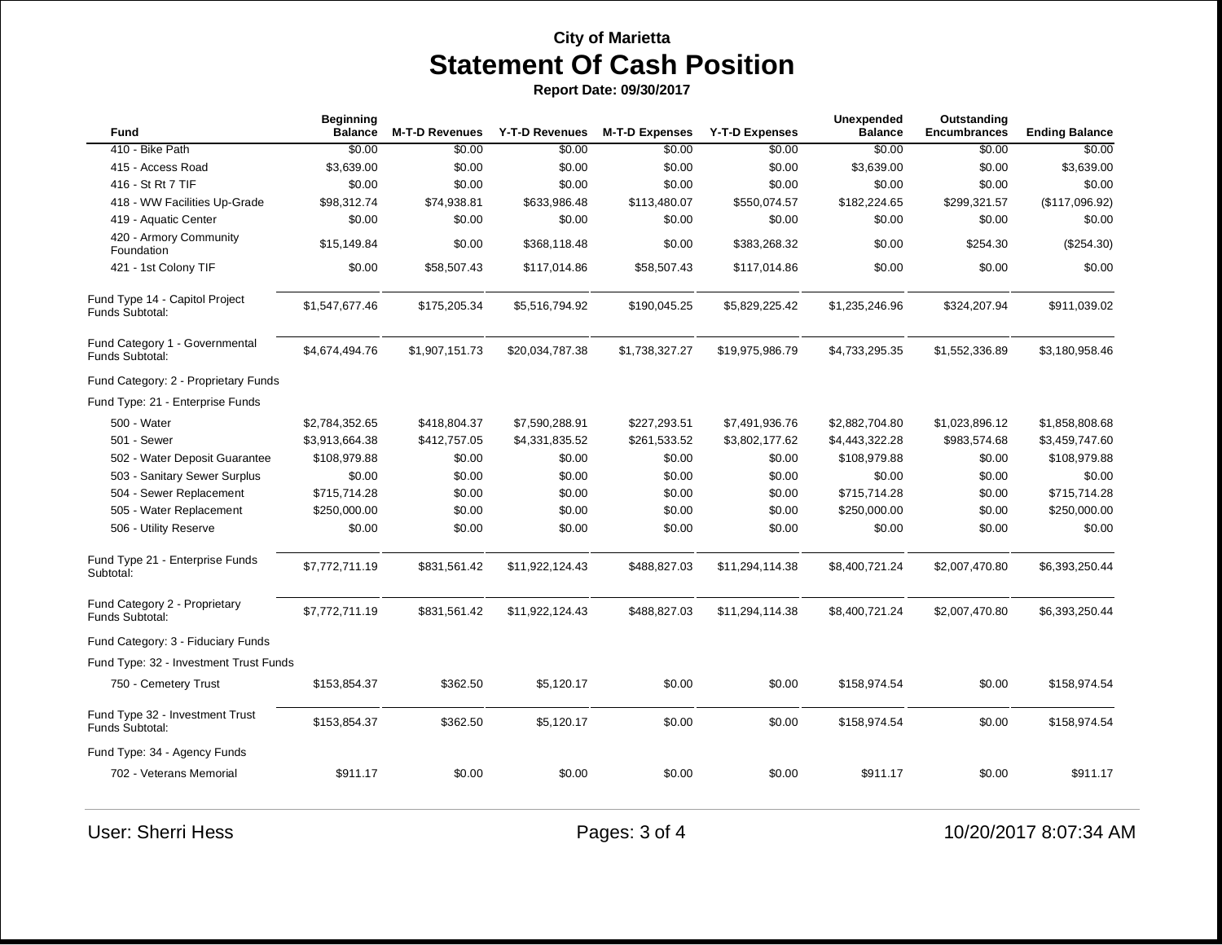**City of Marietta**

# Statement Of Cash Position

**Report Date: 09/30/2017**

| Fund | Beginning Balance | M-T-D Revenues | Y-T-D Revenues | M-T-D Expenses | Y-T-D Expenses | Unexpended Balance | Outstanding Encumbrances | Ending Balance |
|---|---|---|---|---|---|---|---|---|
| 410 - Bike Path | $0.00 | $0.00 | $0.00 | $0.00 | $0.00 | $0.00 | $0.00 | $0.00 |
| 415 - Access Road | $3,639.00 | $0.00 | $0.00 | $0.00 | $0.00 | $3,639.00 | $0.00 | $3,639.00 |
| 416 - St Rt 7 TIF | $0.00 | $0.00 | $0.00 | $0.00 | $0.00 | $0.00 | $0.00 | $0.00 |
| 418 - WW Facilities Up-Grade | $98,312.74 | $74,938.81 | $633,986.48 | $113,480.07 | $550,074.57 | $182,224.65 | $299,321.57 | ($117,096.92) |
| 419 - Aquatic Center | $0.00 | $0.00 | $0.00 | $0.00 | $0.00 | $0.00 | $0.00 | $0.00 |
| 420 - Armory Community Foundation | $15,149.84 | $0.00 | $368,118.48 | $0.00 | $383,268.32 | $0.00 | $254.30 | ($254.30) |
| 421 - 1st Colony TIF | $0.00 | $58,507.43 | $117,014.86 | $58,507.43 | $117,014.86 | $0.00 | $0.00 | $0.00 |
| Fund Type 14 - Capitol Project Funds Subtotal: | $1,547,677.46 | $175,205.34 | $5,516,794.92 | $190,045.25 | $5,829,225.42 | $1,235,246.96 | $324,207.94 | $911,039.02 |
| Fund Category 1 - Governmental Funds Subtotal: | $4,674,494.76 | $1,907,151.73 | $20,034,787.38 | $1,738,327.27 | $19,975,986.79 | $4,733,295.35 | $1,552,336.89 | $3,180,958.46 |
| Fund Category: 2 - Proprietary Funds | | | | | | | | |
| Fund Type: 21 - Enterprise Funds | | | | | | | | |
| 500 - Water | $2,784,352.65 | $418,804.37 | $7,590,288.91 | $227,293.51 | $7,491,936.76 | $2,882,704.80 | $1,023,896.12 | $1,858,808.68 |
| 501 - Sewer | $3,913,664.38 | $412,757.05 | $4,331,835.52 | $261,533.52 | $3,802,177.62 | $4,443,322.28 | $983,574.68 | $3,459,747.60 |
| 502 - Water Deposit Guarantee | $108,979.88 | $0.00 | $0.00 | $0.00 | $0.00 | $108,979.88 | $0.00 | $108,979.88 |
| 503 - Sanitary Sewer Surplus | $0.00 | $0.00 | $0.00 | $0.00 | $0.00 | $0.00 | $0.00 | $0.00 |
| 504 - Sewer Replacement | $715,714.28 | $0.00 | $0.00 | $0.00 | $0.00 | $715,714.28 | $0.00 | $715,714.28 |
| 505 - Water Replacement | $250,000.00 | $0.00 | $0.00 | $0.00 | $0.00 | $250,000.00 | $0.00 | $250,000.00 |
| 506 - Utility Reserve | $0.00 | $0.00 | $0.00 | $0.00 | $0.00 | $0.00 | $0.00 | $0.00 |
| Fund Type 21 - Enterprise Funds Subtotal: | $7,772,711.19 | $831,561.42 | $11,922,124.43 | $488,827.03 | $11,294,114.38 | $8,400,721.24 | $2,007,470.80 | $6,393,250.44 |
| Fund Category 2 - Proprietary Funds Subtotal: | $7,772,711.19 | $831,561.42 | $11,922,124.43 | $488,827.03 | $11,294,114.38 | $8,400,721.24 | $2,007,470.80 | $6,393,250.44 |
| Fund Category: 3 - Fiduciary Funds | | | | | | | | |
| Fund Type: 32 - Investment Trust Funds | | | | | | | | |
| 750 - Cemetery Trust | $153,854.37 | $362.50 | $5,120.17 | $0.00 | $0.00 | $158,974.54 | $0.00 | $158,974.54 |
| Fund Type 32 - Investment Trust Funds Subtotal: | $153,854.37 | $362.50 | $5,120.17 | $0.00 | $0.00 | $158,974.54 | $0.00 | $158,974.54 |
| Fund Type: 34 - Agency Funds | | | | | | | | |
| 702 - Veterans Memorial | $911.17 | $0.00 | $0.00 | $0.00 | $0.00 | $911.17 | $0.00 | $911.17 |

User: Sherri Hess

10/20/2017 8:07:34 AM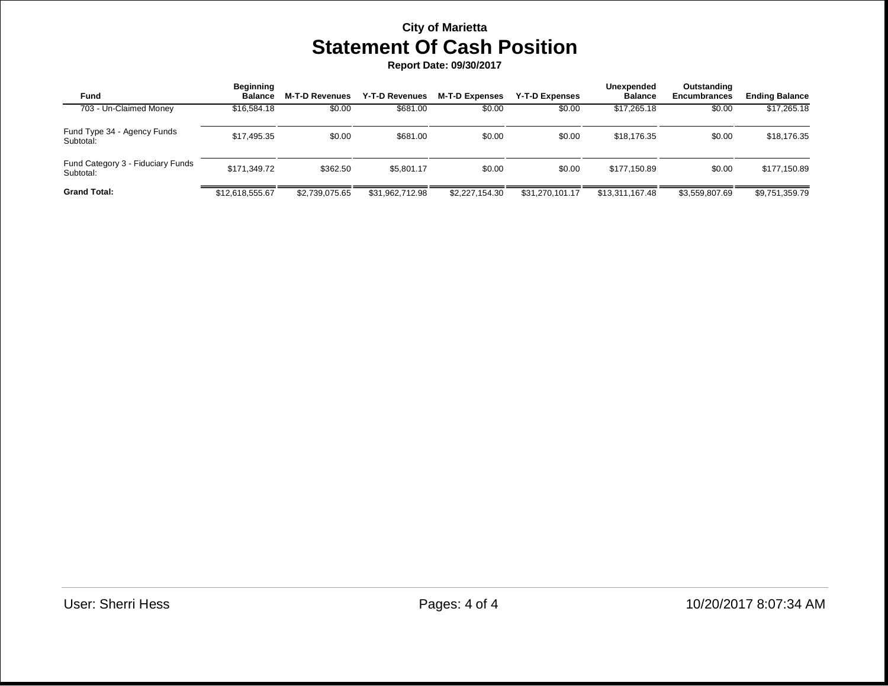**City of Marietta**

# Statement Of Cash Position

**Report Date: 09/30/2017**

| Fund | Beginning Balance | M-T-D Revenues | Y-T-D Revenues | M-T-D Expenses | Y-T-D Expenses | Unexpended Balance | Outstanding Encumbrances | Ending Balance |
|---|---|---|---|---|---|---|---|---|
| 703 - Un-Claimed Money | $16,584.18 | $0.00 | $681.00 | $0.00 | $0.00 | $17,265.18 | $0.00 | $17,265.18 |
| Fund Type 34 - Agency Funds Subtotal: | $17,495.35 | $0.00 | $681.00 | $0.00 | $0.00 | $18,176.35 | $0.00 | $18,176.35 |
| Fund Category 3 - Fiduciary Funds Subtotal: | $171,349.72 | $362.50 | $5,801.17 | $0.00 | $0.00 | $177,150.89 | $0.00 | $177,150.89 |
| **Grand Total:** | $12,618,555.67 | $2,739,075.65 | $31,962,712.98 | $2,227,154.30 | $31,270,101.17 | $13,311,167.48 | $3,559,807.69 | $9,751,359.79 |

User: Sherri Hess

10/20/2017 8:07:34 AM